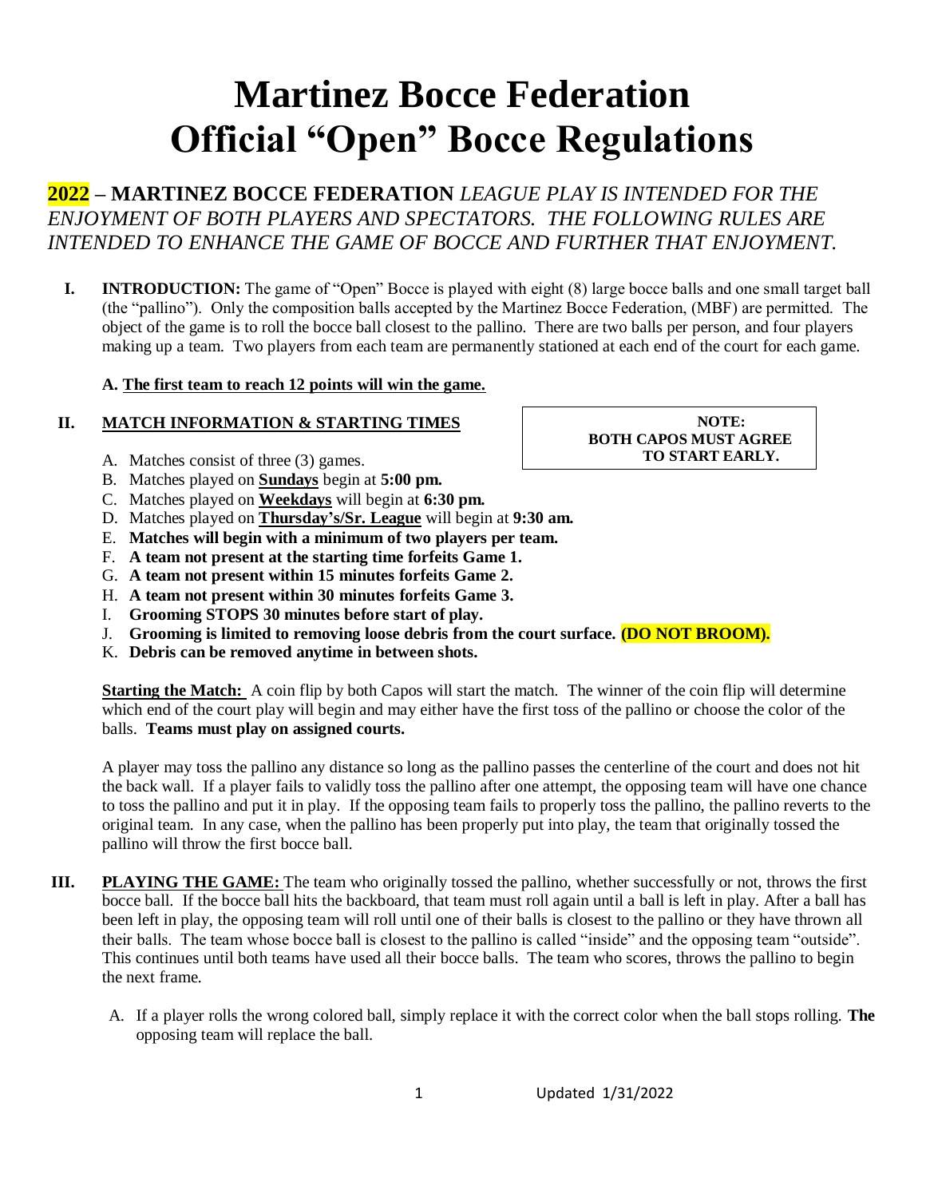# Martinez Bocce Federation
# Official "Open" Bocce Regulations

## 2022 – MARTINEZ BOCCE FEDERATION *LEAGUE PLAY IS INTENDED FOR THE ENJOYMENT OF BOTH PLAYERS AND SPECTATORS. THE FOLLOWING RULES ARE INTENDED TO ENHANCE THE GAME OF BOCCE AND FURTHER THAT ENJOYMENT.*

**I. INTRODUCTION:** The game of "Open" Bocce is played with eight (8) large bocce balls and one small target ball (the "pallino"). Only the composition balls accepted by the Martinez Bocce Federation, (MBF) are permitted. The object of the game is to roll the bocce ball closest to the pallino. There are two balls per person, and four players making up a team. Two players from each team are permanently stationed at each end of the court for each game.

**A. The first team to reach 12 points will win the game.**

**II. MATCH INFORMATION & STARTING TIMES**

> **NOTE: BOTH CAPOS MUST AGREE TO START EARLY.**

A. Matches consist of three (3) games.
B. Matches played on **Sundays** begin at **5:00 pm.**
C. Matches played on **Weekdays** will begin at **6:30 pm.**
D. Matches played on **Thursday's/Sr. League** will begin at **9:30 am.**
E. **Matches will begin with a minimum of two players per team.**
F. **A team not present at the starting time forfeits Game 1.**
G. **A team not present within 15 minutes forfeits Game 2.**
H. **A team not present within 30 minutes forfeits Game 3.**
I. **Grooming STOPS 30 minutes before start of play.**
J. **Grooming is limited to removing loose debris from the court surface. (DO NOT BROOM).**
K. **Debris can be removed anytime in between shots.**

**Starting the Match:** A coin flip by both Capos will start the match. The winner of the coin flip will determine which end of the court play will begin and may either have the first toss of the pallino or choose the color of the balls. **Teams must play on assigned courts.**

A player may toss the pallino any distance so long as the pallino passes the centerline of the court and does not hit the back wall. If a player fails to validly toss the pallino after one attempt, the opposing team will have one chance to toss the pallino and put it in play. If the opposing team fails to properly toss the pallino, the pallino reverts to the original team. In any case, when the pallino has been properly put into play, the team that originally tossed the pallino will throw the first bocce ball.

**III. PLAYING THE GAME:** The team who originally tossed the pallino, whether successfully or not, throws the first bocce ball. If the bocce ball hits the backboard, that team must roll again until a ball is left in play. After a ball has been left in play, the opposing team will roll until one of their balls is closest to the pallino or they have thrown all their balls. The team whose bocce ball is closest to the pallino is called "inside" and the opposing team "outside". This continues until both teams have used all their bocce balls. The team who scores, throws the pallino to begin the next frame.

A. If a player rolls the wrong colored ball, simply replace it with the correct color when the ball stops rolling. **The** opposing team will replace the ball.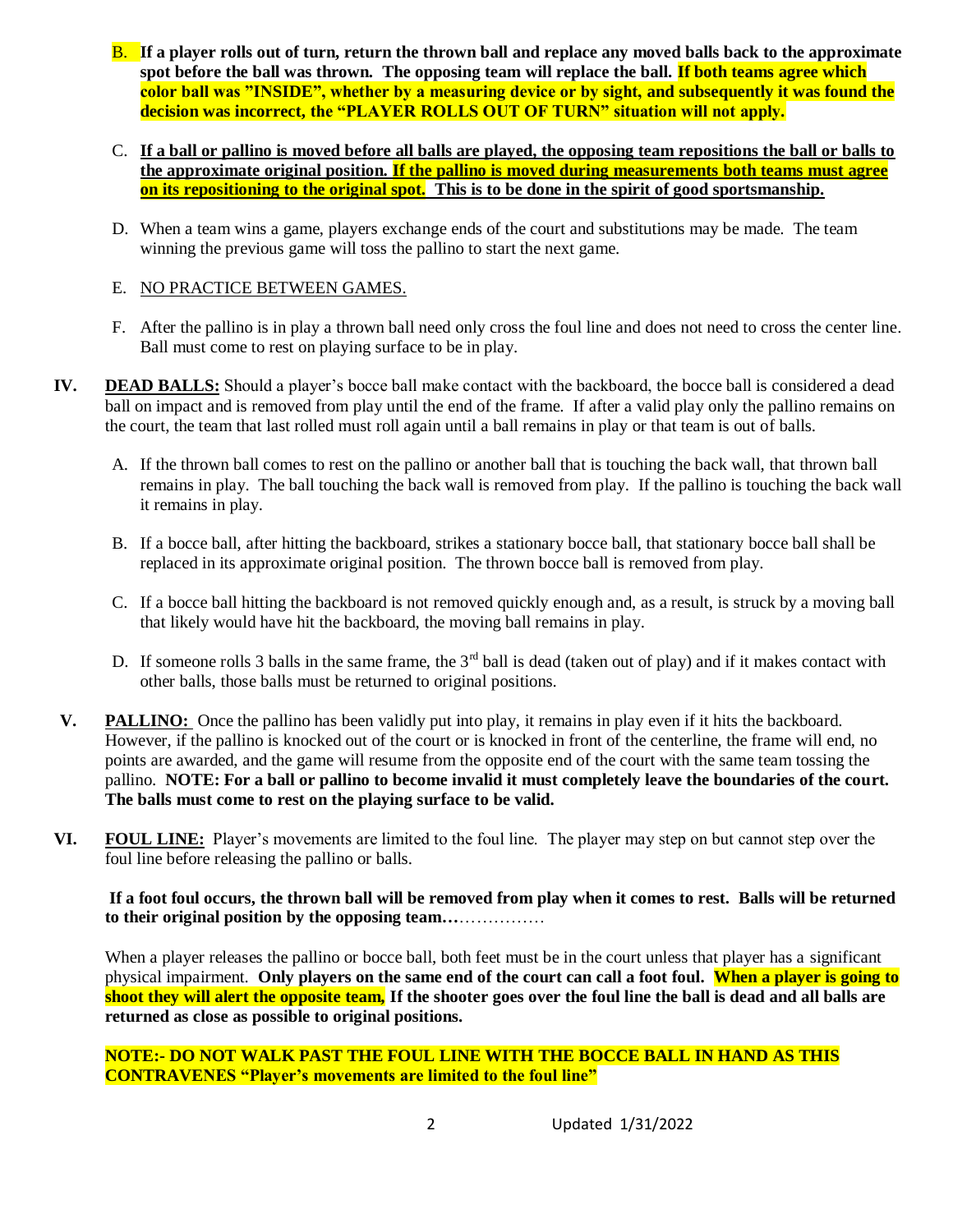B. **If a player rolls out of turn, return the thrown ball and replace any moved balls back to the approximate spot before the ball was thrown. The opposing team will replace the ball. If both teams agree which color ball was "INSIDE", whether by a measuring device or by sight, and subsequently it was found the decision was incorrect, the "PLAYER ROLLS OUT OF TURN" situation will not apply.**

C. **If a ball or pallino is moved before all balls are played, the opposing team repositions the ball or balls to the approximate original position. If the pallino is moved during measurements both teams must agree on its repositioning to the original spot. This is to be done in the spirit of good sportsmanship.**

D. When a team wins a game, players exchange ends of the court and substitutions may be made. The team winning the previous game will toss the pallino to start the next game.

E. NO PRACTICE BETWEEN GAMES.

F. After the pallino is in play a thrown ball need only cross the foul line and does not need to cross the center line. Ball must come to rest on playing surface to be in play.

**IV. DEAD BALLS:** Should a player's bocce ball make contact with the backboard, the bocce ball is considered a dead ball on impact and is removed from play until the end of the frame. If after a valid play only the pallino remains on the court, the team that last rolled must roll again until a ball remains in play or that team is out of balls.

A. If the thrown ball comes to rest on the pallino or another ball that is touching the back wall, that thrown ball remains in play. The ball touching the back wall is removed from play. If the pallino is touching the back wall it remains in play.

B. If a bocce ball, after hitting the backboard, strikes a stationary bocce ball, that stationary bocce ball shall be replaced in its approximate original position. The thrown bocce ball is removed from play.

C. If a bocce ball hitting the backboard is not removed quickly enough and, as a result, is struck by a moving ball that likely would have hit the backboard, the moving ball remains in play.

D. If someone rolls 3 balls in the same frame, the 3rd ball is dead (taken out of play) and if it makes contact with other balls, those balls must be returned to original positions.

**V. PALLINO:** Once the pallino has been validly put into play, it remains in play even if it hits the backboard. However, if the pallino is knocked out of the court or is knocked in front of the centerline, the frame will end, no points are awarded, and the game will resume from the opposite end of the court with the same team tossing the pallino. **NOTE: For a ball or pallino to become invalid it must completely leave the boundaries of the court. The balls must come to rest on the playing surface to be valid.**

**VI. FOUL LINE:** Player's movements are limited to the foul line. The player may step on but cannot step over the foul line before releasing the pallino or balls.

**If a foot foul occurs, the thrown ball will be removed from play when it comes to rest. Balls will be returned to their original position by the opposing team…**…………….

When a player releases the pallino or bocce ball, both feet must be in the court unless that player has a significant physical impairment. **Only players on the same end of the court can call a foot foul. When a player is going to shoot they will alert the opposite team, If the shooter goes over the foul line the ball is dead and all balls are returned as close as possible to original positions.**

**NOTE:- DO NOT WALK PAST THE FOUL LINE WITH THE BOCCE BALL IN HAND AS THIS CONTRAVENES "Player's movements are limited to the foul line"**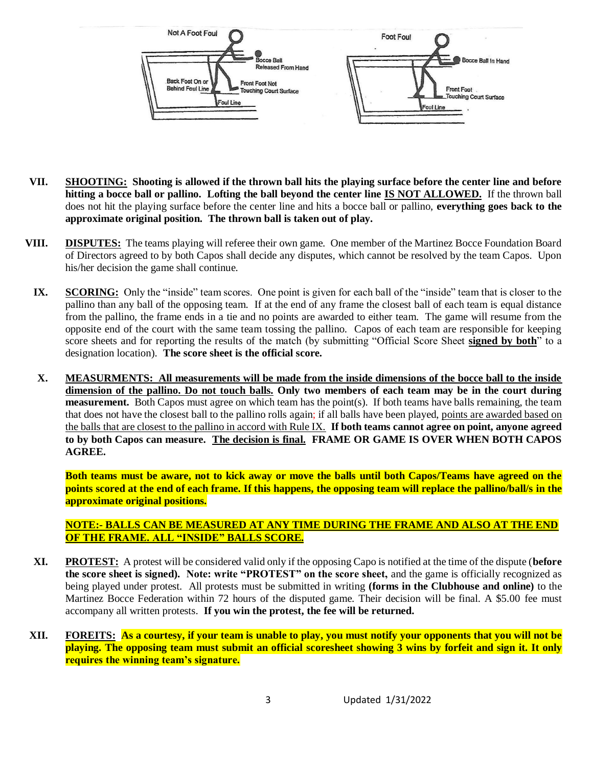Not A Foot Foul — Bocce Ball Released From Hand; Back Foot On or Behind Foul Line; Front Foot Not Touching Court Surface; Foul Line

Foot Foul — Bocce Ball In Hand; Front Foot Touching Court Surface; Foul Line

**VII. <u>SHOOTING:</u> Shooting is allowed if the thrown ball hits the playing surface before the center line and before hitting a bocce ball or pallino. Lofting the ball beyond the center line <u>IS NOT ALLOWED.</u>** If the thrown ball does not hit the playing surface before the center line and hits a bocce ball or pallino, **everything goes back to the approximate original position. The thrown ball is taken out of play.**

**VIII. <u>DISPUTES:</u>** The teams playing will referee their own game. One member of the Martinez Bocce Foundation Board of Directors agreed to by both Capos shall decide any disputes, which cannot be resolved by the team Capos. Upon his/her decision the game shall continue.

**IX. <u>SCORING:</u>** Only the "inside" team scores. One point is given for each ball of the "inside" team that is closer to the pallino than any ball of the opposing team. If at the end of any frame the closest ball of each team is equal distance from the pallino, the frame ends in a tie and no points are awarded to either team. The game will resume from the opposite end of the court with the same team tossing the pallino. Capos of each team are responsible for keeping score sheets and for reporting the results of the match (by submitting "Official Score Sheet **<u>signed by both</u>**" to a designation location). **The score sheet is the official score.**

**X. <u>MEASURMENTS: All measurements will be made from the inside dimensions of the bocce ball to the inside dimension of the pallino. Do not touch balls.</u> Only two members of each team may be in the court during measurement.** Both Capos must agree on which team has the point(s). If both teams have balls remaining, the team that does not have the closest ball to the pallino rolls again; if all balls have been played, <u>points are awarded based on the balls that are closest to the pallino in accord with Rule IX.</u> **If both teams cannot agree on point, anyone agreed to by both Capos can measure. <u>The decision is final.</u> FRAME OR GAME IS OVER WHEN BOTH CAPOS AGREE.**

**Both teams must be aware, not to kick away or move the balls until both Capos/Teams have agreed on the points scored at the end of each frame. If this happens, the opposing team will replace the pallino/ball/s in the approximate original positions.**

**<u>NOTE:- BALLS CAN BE MEASURED AT ANY TIME DURING THE FRAME AND ALSO AT THE END OF THE FRAME. ALL "INSIDE" BALLS SCORE.</u>**

**XI. <u>PROTEST:</u>** A protest will be considered valid only if the opposing Capo is notified at the time of the dispute (**before the score sheet is signed). Note: write "PROTEST" on the score sheet,** and the game is officially recognized as being played under protest. All protests must be submitted in writing **(forms in the Clubhouse and online)** to the Martinez Bocce Federation within 72 hours of the disputed game. Their decision will be final. A $5.00 fee must accompany all written protests. **If you win the protest, the fee will be returned.**

**XII. <u>FOREITS:</u> As a courtesy, if your team is unable to play, you must notify your opponents that you will not be playing. The opposing team must submit an official scoresheet showing 3 wins by forfeit and sign it. It only requires the winning team's signature.**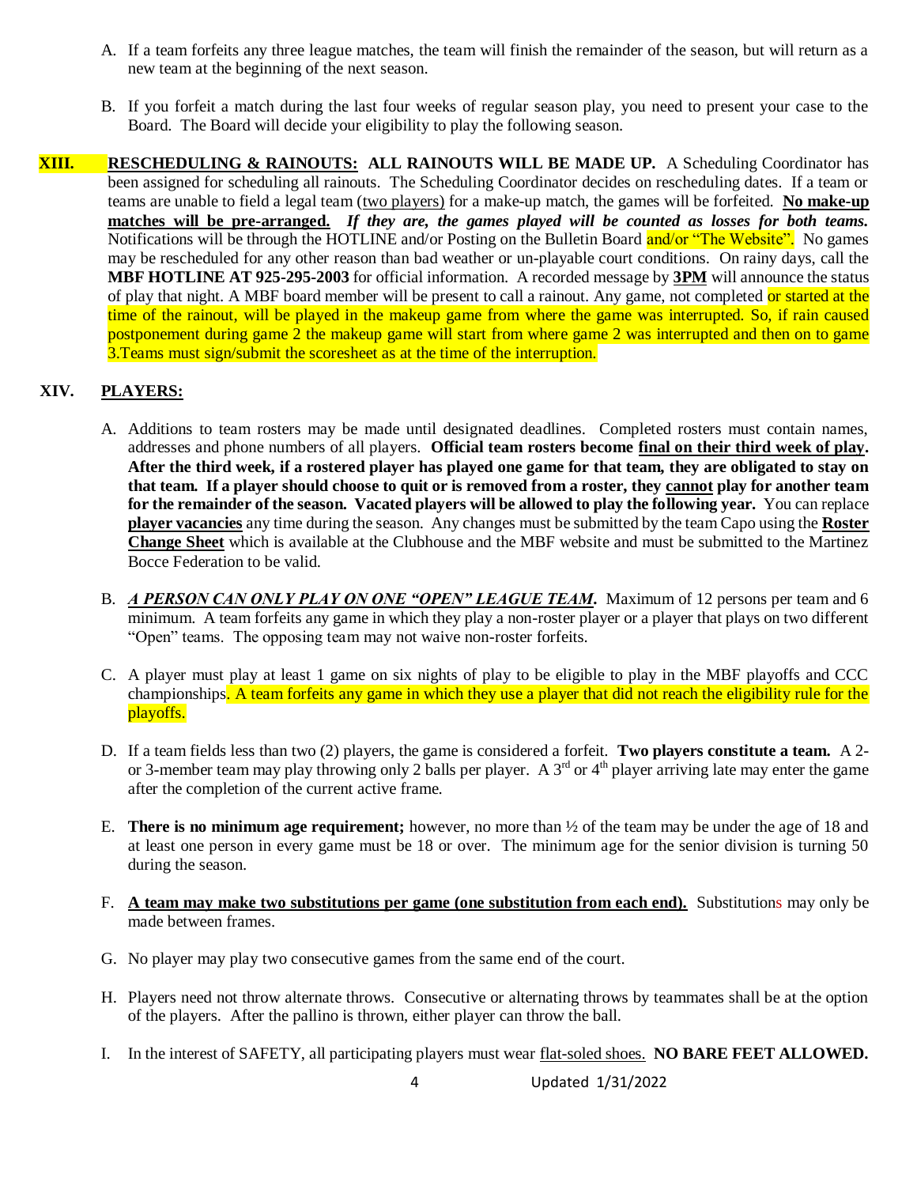A. If a team forfeits any three league matches, the team will finish the remainder of the season, but will return as a new team at the beginning of the next season.

B. If you forfeit a match during the last four weeks of regular season play, you need to present your case to the Board. The Board will decide your eligibility to play the following season.

## XIII. RESCHEDULING & RAINOUTS:

**ALL RAINOUTS WILL BE MADE UP.** A Scheduling Coordinator has been assigned for scheduling all rainouts. The Scheduling Coordinator decides on rescheduling dates. If a team or teams are unable to field a legal team (two players) for a make-up match, the games will be forfeited. **No make-up matches will be pre-arranged.** ***If they are, the games played will be counted as losses for both teams.*** Notifications will be through the HOTLINE and/or Posting on the Bulletin Board and/or "The Website". No games may be rescheduled for any other reason than bad weather or un-playable court conditions. On rainy days, call the **MBF HOTLINE AT 925-295-2003** for official information. A recorded message by **3PM** will announce the status of play that night. A MBF board member will be present to call a rainout. Any game, not completed or started at the time of the rainout, will be played in the makeup game from where the game was interrupted. So, if rain caused postponement during game 2 the makeup game will start from where game 2 was interrupted and then on to game 3.Teams must sign/submit the scoresheet as at the time of the interruption.

## XIV. PLAYERS:

A. Additions to team rosters may be made until designated deadlines. Completed rosters must contain names, addresses and phone numbers of all players. **Official team rosters become final on their third week of play. After the third week, if a rostered player has played one game for that team, they are obligated to stay on that team. If a player should choose to quit or is removed from a roster, they cannot play for another team for the remainder of the season. Vacated players will be allowed to play the following year.** You can replace **player vacancies** any time during the season. Any changes must be submitted by the team Capo using the **Roster Change Sheet** which is available at the Clubhouse and the MBF website and must be submitted to the Martinez Bocce Federation to be valid.

B. ***A PERSON CAN ONLY PLAY ON ONE "OPEN" LEAGUE TEAM.*** Maximum of 12 persons per team and 6 minimum. A team forfeits any game in which they play a non-roster player or a player that plays on two different "Open" teams. The opposing team may not waive non-roster forfeits.

C. A player must play at least 1 game on six nights of play to be eligible to play in the MBF playoffs and CCC championships. A team forfeits any game in which they use a player that did not reach the eligibility rule for the playoffs.

D. If a team fields less than two (2) players, the game is considered a forfeit. **Two players constitute a team.** A 2- or 3-member team may play throwing only 2 balls per player. A 3rd or 4th player arriving late may enter the game after the completion of the current active frame.

E. **There is no minimum age requirement;** however, no more than ½ of the team may be under the age of 18 and at least one person in every game must be 18 or over. The minimum age for the senior division is turning 50 during the season.

F. **A team may make two substitutions per game (one substitution from each end).** Substitutions may only be made between frames.

G. No player may play two consecutive games from the same end of the court.

H. Players need not throw alternate throws. Consecutive or alternating throws by teammates shall be at the option of the players. After the pallino is thrown, either player can throw the ball.

I. In the interest of SAFETY, all participating players must wear flat-soled shoes. **NO BARE FEET ALLOWED.**

Updated 1/31/2022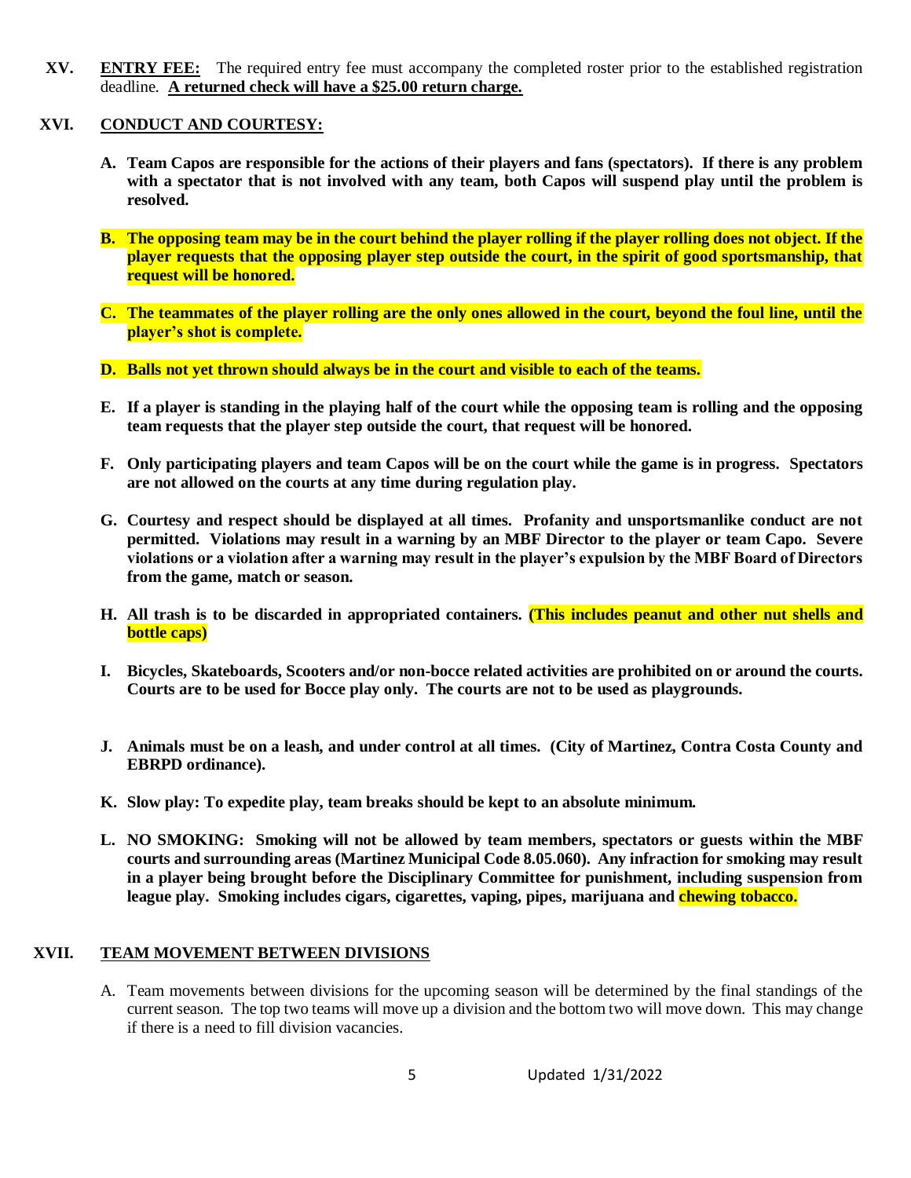**XV.** **ENTRY FEE:** The required entry fee must accompany the completed roster prior to the established registration deadline. **A returned check will have a $25.00 return charge.**

## XVI. CONDUCT AND COURTESY:

**A. Team Capos are responsible for the actions of their players and fans (spectators). If there is any problem with a spectator that is not involved with any team, both Capos will suspend play until the problem is resolved.**

**B. The opposing team may be in the court behind the player rolling if the player rolling does not object. If the player requests that the opposing player step outside the court, in the spirit of good sportsmanship, that request will be honored.**

**C. The teammates of the player rolling are the only ones allowed in the court, beyond the foul line, until the player's shot is complete.**

**D. Balls not yet thrown should always be in the court and visible to each of the teams.**

**E. If a player is standing in the playing half of the court while the opposing team is rolling and the opposing team requests that the player step outside the court, that request will be honored.**

**F. Only participating players and team Capos will be on the court while the game is in progress. Spectators are not allowed on the courts at any time during regulation play.**

**G. Courtesy and respect should be displayed at all times. Profanity and unsportsmanlike conduct are not permitted. Violations may result in a warning by an MBF Director to the player or team Capo. Severe violations or a violation after a warning may result in the player's expulsion by the MBF Board of Directors from the game, match or season.**

**H. All trash is to be discarded in appropriated containers. (This includes peanut and other nut shells and bottle caps)**

**I. Bicycles, Skateboards, Scooters and/or non-bocce related activities are prohibited on or around the courts. Courts are to be used for Bocce play only. The courts are not to be used as playgrounds.**

**J. Animals must be on a leash, and under control at all times. (City of Martinez, Contra Costa County and EBRPD ordinance).**

**K. Slow play: To expedite play, team breaks should be kept to an absolute minimum.**

**L. NO SMOKING: Smoking will not be allowed by team members, spectators or guests within the MBF courts and surrounding areas (Martinez Municipal Code 8.05.060). Any infraction for smoking may result in a player being brought before the Disciplinary Committee for punishment, including suspension from league play. Smoking includes cigars, cigarettes, vaping, pipes, marijuana and chewing tobacco.**

## XVII. TEAM MOVEMENT BETWEEN DIVISIONS

A. Team movements between divisions for the upcoming season will be determined by the final standings of the current season. The top two teams will move up a division and the bottom two will move down. This may change if there is a need to fill division vacancies.